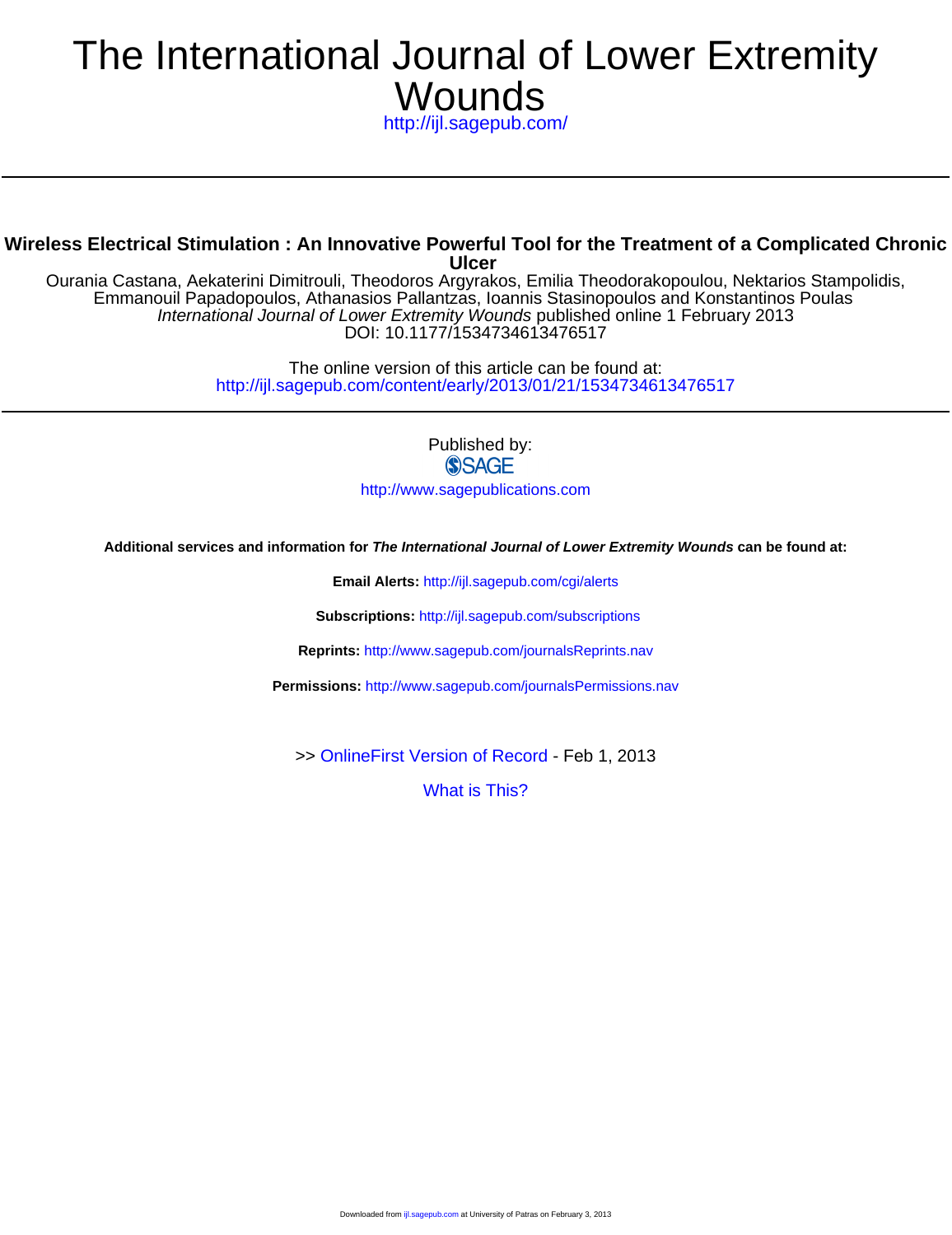# The International Journal of Lower Extremity Wounds

http://ijl.sagepub.com/

## Wireless Electrical Stimulation : An Innovative Powerful Tool for the Treatment of a Complicated Chronic Ulcer

Ourania Castana, Aekaterini Dimitrouli, Theodoros Argyrakos, Emilia Theodorakopoulou, Nektarios Stampolidis, Emmanouil Papadopoulos, Athanasios Pallantzas, Ioannis Stasinopoulos and Konstantinos Poulas

*International Journal of Lower Extremity Wounds* published online 1 February 2013

DOI: 10.1177/1534734613476517

The online version of this article can be found at:
http://ijl.sagepub.com/content/early/2013/01/21/1534734613476517

Published by:

SAGE

http://www.sagepublications.com

**Additional services and information for *The International Journal of Lower Extremity Wounds* can be found at:**

**Email Alerts:** http://ijl.sagepub.com/cgi/alerts

**Subscriptions:** http://ijl.sagepub.com/subscriptions

**Reprints:** http://www.sagepub.com/journalsReprints.nav

**Permissions:** http://www.sagepub.com/journalsPermissions.nav

>> OnlineFirst Version of Record - Feb 1, 2013

What is This?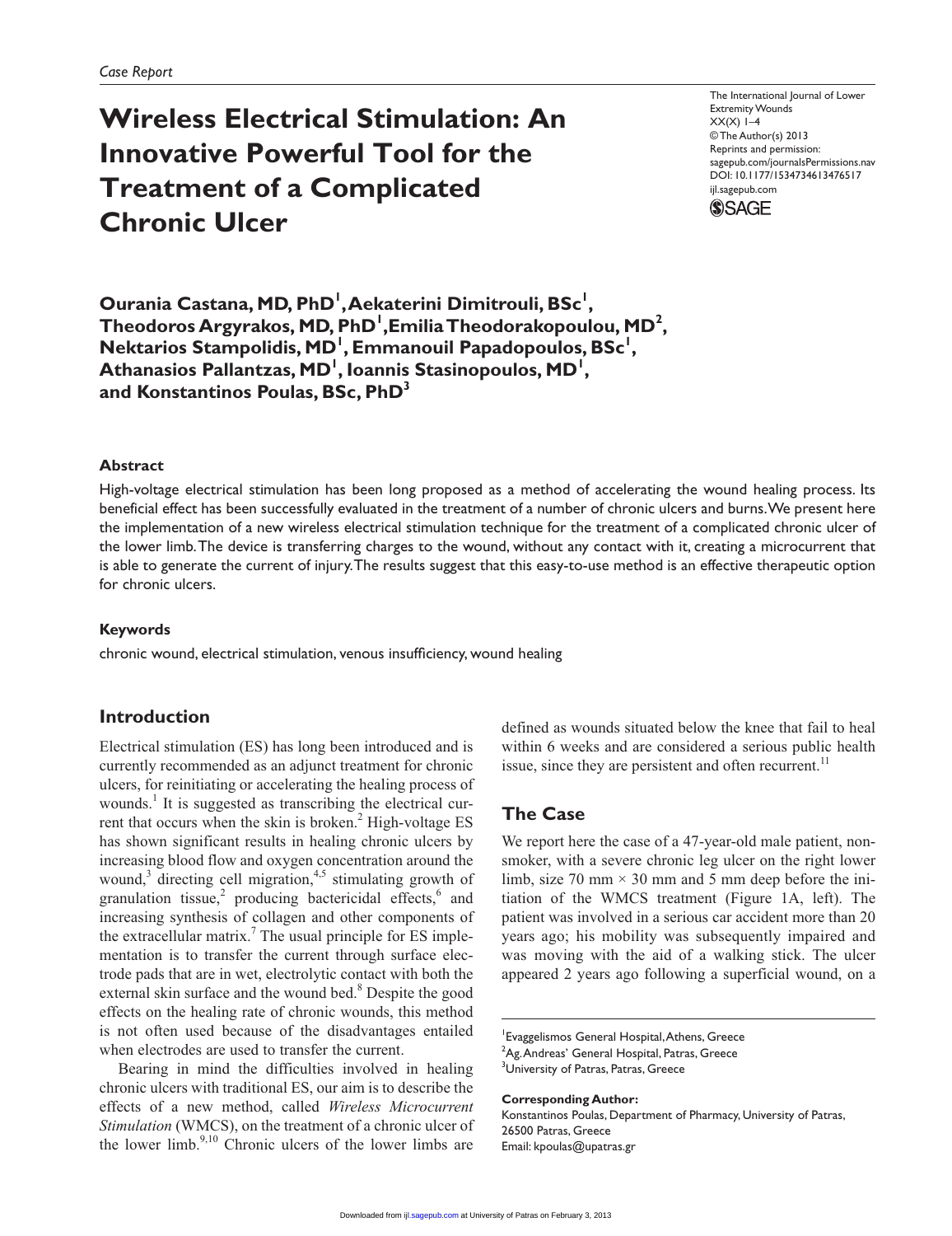Case Report

# Wireless Electrical Stimulation: An Innovative Powerful Tool for the Treatment of a Complicated Chronic Ulcer

The International Journal of Lower Extremity Wounds
XX(X) 1–4
© The Author(s) 2013
Reprints and permission: sagepub.com/journalsPermissions.nav
DOI: 10.1177/1534734613476517
ijl.sagepub.com

**Ourania Castana, MD, PhD[1], Aekaterini Dimitrouli, BSc[1], Theodoros Argyrakos, MD, PhD[1], Emilia Theodorakopoulou, MD[2], Nektarios Stampolidis, MD[1], Emmanouil Papadopoulos, BSc[1], Athanasios Pallantzas, MD[1], Ioannis Stasinopoulos, MD[1], and Konstantinos Poulas, BSc, PhD[3]**

### Abstract

High-voltage electrical stimulation has been long proposed as a method of accelerating the wound healing process. Its beneficial effect has been successfully evaluated in the treatment of a number of chronic ulcers and burns. We present here the implementation of a new wireless electrical stimulation technique for the treatment of a complicated chronic ulcer of the lower limb. The device is transferring charges to the wound, without any contact with it, creating a microcurrent that is able to generate the current of injury. The results suggest that this easy-to-use method is an effective therapeutic option for chronic ulcers.

### Keywords

chronic wound, electrical stimulation, venous insufficiency, wound healing

## Introduction

Electrical stimulation (ES) has long been introduced and is currently recommended as an adjunct treatment for chronic ulcers, for reinitiating or accelerating the healing process of wounds.[1] It is suggested as transcribing the electrical current that occurs when the skin is broken.[2] High-voltage ES has shown significant results in healing chronic ulcers by increasing blood flow and oxygen concentration around the wound,[3] directing cell migration,[4,5] stimulating growth of granulation tissue,[2] producing bactericidal effects,[6] and increasing synthesis of collagen and other components of the extracellular matrix.[7] The usual principle for ES implementation is to transfer the current through surface electrode pads that are in wet, electrolytic contact with both the external skin surface and the wound bed.[8] Despite the good effects on the healing rate of chronic wounds, this method is not often used because of the disadvantages entailed when electrodes are used to transfer the current.

Bearing in mind the difficulties involved in healing chronic ulcers with traditional ES, our aim is to describe the effects of a new method, called *Wireless Microcurrent Stimulation* (WMCS), on the treatment of a chronic ulcer of the lower limb.[9,10] Chronic ulcers of the lower limbs are defined as wounds situated below the knee that fail to heal within 6 weeks and are considered a serious public health issue, since they are persistent and often recurrent.[11]

## The Case

We report here the case of a 47-year-old male patient, nonsmoker, with a severe chronic leg ulcer on the right lower limb, size 70 mm × 30 mm and 5 mm deep before the initiation of the WMCS treatment (Figure 1A, left). The patient was involved in a serious car accident more than 20 years ago; his mobility was subsequently impaired and was moving with the aid of a walking stick. The ulcer appeared 2 years ago following a superficial wound, on a

[1]Evaggelismos General Hospital, Athens, Greece
[2]Ag. Andreas' General Hospital, Patras, Greece
[3]University of Patras, Patras, Greece

**Corresponding Author:**
Konstantinos Poulas, Department of Pharmacy, University of Patras, 26500 Patras, Greece
Email: kpoulas@upatras.gr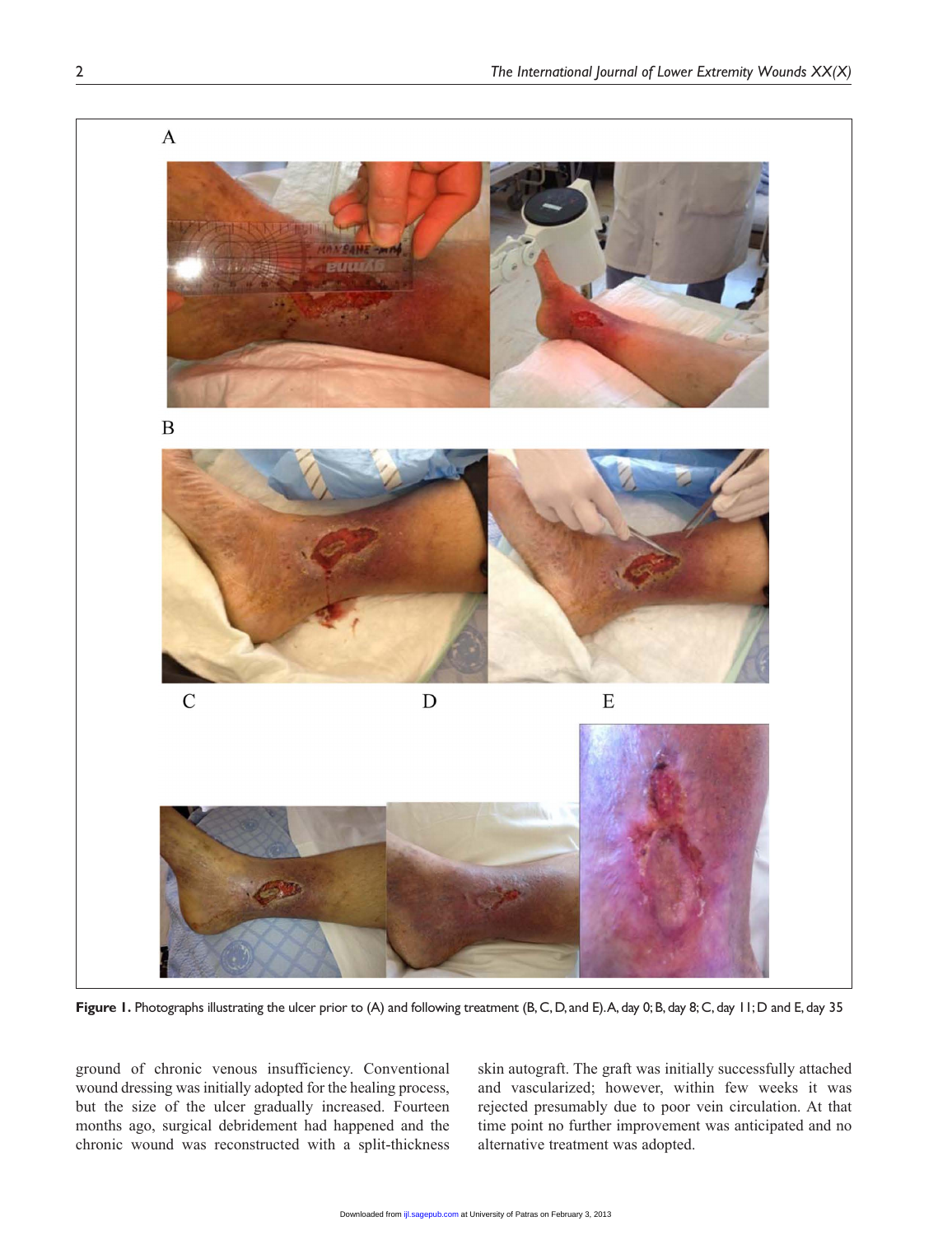A

B

C D E

**Figure 1.** Photographs illustrating the ulcer prior to (A) and following treatment (B, C, D, and E). A, day 0; B, day 8; C, day 11; D and E, day 35

ground of chronic venous insufficiency. Conventional wound dressing was initially adopted for the healing process, but the size of the ulcer gradually increased. Fourteen months ago, surgical debridement had happened and the chronic wound was reconstructed with a split-thickness skin autograft. The graft was initially successfully attached and vascularized; however, within few weeks it was rejected presumably due to poor vein circulation. At that time point no further improvement was anticipated and no alternative treatment was adopted.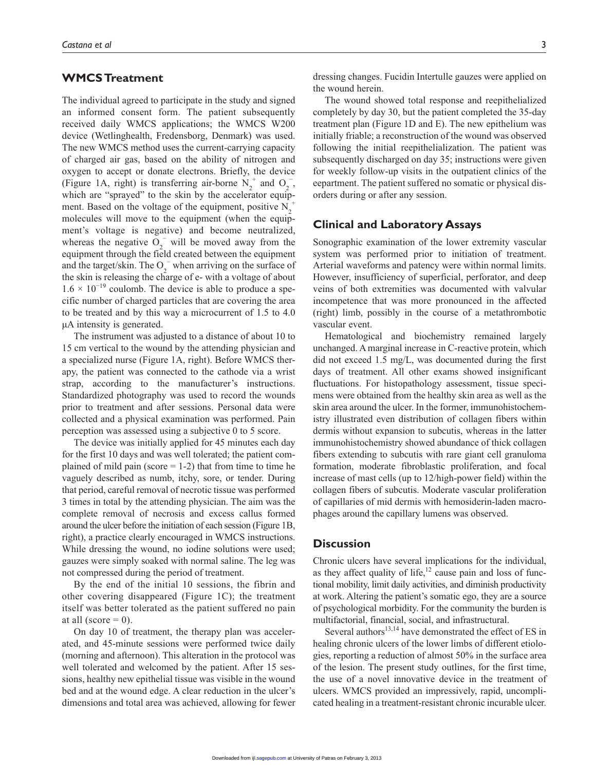## WMCS Treatment

The individual agreed to participate in the study and signed an informed consent form. The patient subsequently received daily WMCS applications; the WMCS W200 device (Wetlinghealth, Fredensborg, Denmark) was used. The new WMCS method uses the current-carrying capacity of charged air gas, based on the ability of nitrogen and oxygen to accept or donate electrons. Briefly, the device (Figure 1A, right) is transferring air-borne $N_2^+$ and $O_2^-$, which are "sprayed" to the skin by the accelerator equipment. Based on the voltage of the equipment, positive $N_2^+$ molecules will move to the equipment (when the equipment's voltage is negative) and become neutralized, whereas the negative $O_2^-$ will be moved away from the equipment through the field created between the equipment and the target/skin. The $O_2^-$ when arriving on the surface of the skin is releasing the charge of e- with a voltage of about $1.6 \times 10^{-19}$ coulomb. The device is able to produce a specific number of charged particles that are covering the area to be treated and by this way a microcurrent of 1.5 to 4.0 μA intensity is generated.

The instrument was adjusted to a distance of about 10 to 15 cm vertical to the wound by the attending physician and a specialized nurse (Figure 1A, right). Before WMCS therapy, the patient was connected to the cathode via a wrist strap, according to the manufacturer's instructions. Standardized photography was used to record the wounds prior to treatment and after sessions. Personal data were collected and a physical examination was performed. Pain perception was assessed using a subjective 0 to 5 score.

The device was initially applied for 45 minutes each day for the first 10 days and was well tolerated; the patient complained of mild pain (score = 1-2) that from time to time he vaguely described as numb, itchy, sore, or tender. During that period, careful removal of necrotic tissue was performed 3 times in total by the attending physician. The aim was the complete removal of necrosis and excess callus formed around the ulcer before the initiation of each session (Figure 1B, right), a practice clearly encouraged in WMCS instructions. While dressing the wound, no iodine solutions were used; gauzes were simply soaked with normal saline. The leg was not compressed during the period of treatment.

By the end of the initial 10 sessions, the fibrin and other covering disappeared (Figure 1C); the treatment itself was better tolerated as the patient suffered no pain at all (score = 0).

On day 10 of treatment, the therapy plan was accelerated, and 45-minute sessions were performed twice daily (morning and afternoon). This alteration in the protocol was well tolerated and welcomed by the patient. After 15 sessions, healthy new epithelial tissue was visible in the wound bed and at the wound edge. A clear reduction in the ulcer's dimensions and total area was achieved, allowing for fewer dressing changes. Fucidin Intertulle gauzes were applied on the wound herein.

The wound showed total response and reepithelialized completely by day 30, but the patient completed the 35-day treatment plan (Figure 1D and E). The new epithelium was initially friable; a reconstruction of the wound was observed following the initial reepithelialization. The patient was subsequently discharged on day 35; instructions were given for weekly follow-up visits in the outpatient clinics of the eepartment. The patient suffered no somatic or physical disorders during or after any session.

## Clinical and Laboratory Assays

Sonographic examination of the lower extremity vascular system was performed prior to initiation of treatment. Arterial waveforms and patency were within normal limits. However, insufficiency of superficial, perforator, and deep veins of both extremities was documented with valvular incompetence that was more pronounced in the affected (right) limb, possibly in the course of a metathrombotic vascular event.

Hematological and biochemistry remained largely unchanged. A marginal increase in C-reactive protein, which did not exceed 1.5 mg/L, was documented during the first days of treatment. All other exams showed insignificant fluctuations. For histopathology assessment, tissue specimens were obtained from the healthy skin area as well as the skin area around the ulcer. In the former, immunohistochemistry illustrated even distribution of collagen fibers within dermis without expansion to subcutis, whereas in the latter immunohistochemistry showed abundance of thick collagen fibers extending to subcutis with rare giant cell granuloma formation, moderate fibroblastic proliferation, and focal increase of mast cells (up to 12/high-power field) within the collagen fibers of subcutis. Moderate vascular proliferation of capillaries of mid dermis with hemosiderin-laden macrophages around the capillary lumens was observed.

## Discussion

Chronic ulcers have several implications for the individual, as they affect quality of life,[12] cause pain and loss of functional mobility, limit daily activities, and diminish productivity at work. Altering the patient's somatic ego, they are a source of psychological morbidity. For the community the burden is multifactorial, financial, social, and infrastructural.

Several authors[13,14] have demonstrated the effect of ES in healing chronic ulcers of the lower limbs of different etiologies, reporting a reduction of almost 50% in the surface area of the lesion. The present study outlines, for the first time, the use of a novel innovative device in the treatment of ulcers. WMCS provided an impressively, rapid, uncomplicated healing in a treatment-resistant chronic incurable ulcer.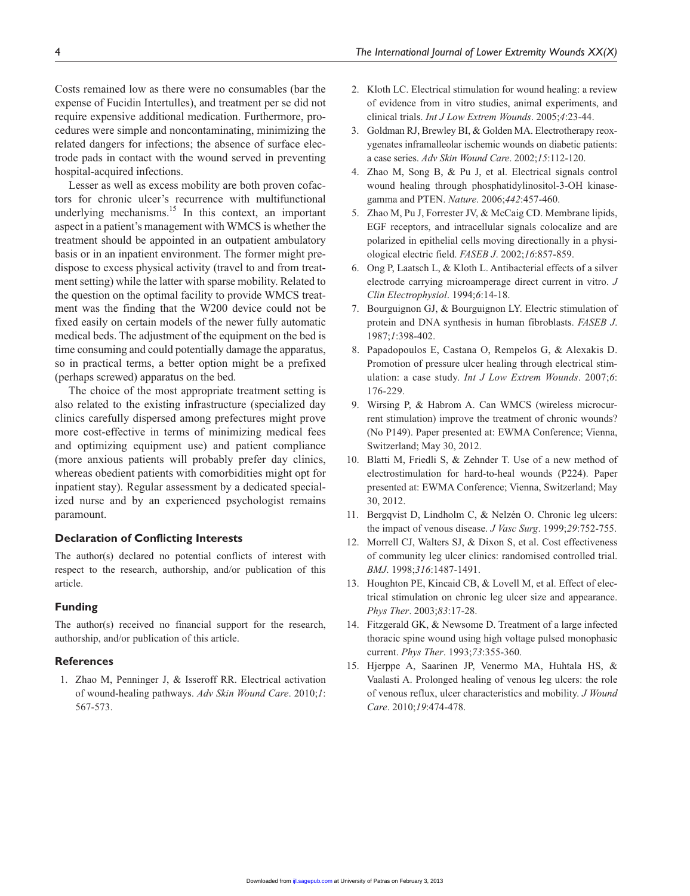Costs remained low as there were no consumables (bar the expense of Fucidin Intertulles), and treatment per se did not require expensive additional medication. Furthermore, procedures were simple and noncontaminating, minimizing the related dangers for infections; the absence of surface electrode pads in contact with the wound served in preventing hospital-acquired infections.

Lesser as well as excess mobility are both proven cofactors for chronic ulcer's recurrence with multifunctional underlying mechanisms.[15] In this context, an important aspect in a patient's management with WMCS is whether the treatment should be appointed in an outpatient ambulatory basis or in an inpatient environment. The former might predispose to excess physical activity (travel to and from treatment setting) while the latter with sparse mobility. Related to the question on the optimal facility to provide WMCS treatment was the finding that the W200 device could not be fixed easily on certain models of the newer fully automatic medical beds. The adjustment of the equipment on the bed is time consuming and could potentially damage the apparatus, so in practical terms, a better option might be a prefixed (perhaps screwed) apparatus on the bed.

The choice of the most appropriate treatment setting is also related to the existing infrastructure (specialized day clinics carefully dispersed among prefectures might prove more cost-effective in terms of minimizing medical fees and optimizing equipment use) and patient compliance (more anxious patients will probably prefer day clinics, whereas obedient patients with comorbidities might opt for inpatient stay). Regular assessment by a dedicated specialized nurse and by an experienced psychologist remains paramount.

## Declaration of Conflicting Interests

The author(s) declared no potential conflicts of interest with respect to the research, authorship, and/or publication of this article.

## Funding

The author(s) received no financial support for the research, authorship, and/or publication of this article.

## References

1. Zhao M, Penninger J, & Isseroff RR. Electrical activation of wound-healing pathways. *Adv Skin Wound Care*. 2010;*1*: 567-573.
2. Kloth LC. Electrical stimulation for wound healing: a review of evidence from in vitro studies, animal experiments, and clinical trials. *Int J Low Extrem Wounds*. 2005;*4*:23-44.
3. Goldman RJ, Brewley BI, & Golden MA. Electrotherapy reoxygenates inframalleolar ischemic wounds on diabetic patients: a case series. *Adv Skin Wound Care*. 2002;*15*:112-120.
4. Zhao M, Song B, & Pu J, et al. Electrical signals control wound healing through phosphatidylinositol-3-OH kinase-gamma and PTEN. *Nature*. 2006;*442*:457-460.
5. Zhao M, Pu J, Forrester JV, & McCaig CD. Membrane lipids, EGF receptors, and intracellular signals colocalize and are polarized in epithelial cells moving directionally in a physiological electric field. *FASEB J*. 2002;*16*:857-859.
6. Ong P, Laatsch L, & Kloth L. Antibacterial effects of a silver electrode carrying microamperage direct current in vitro. *J Clin Electrophysiol*. 1994;*6*:14-18.
7. Bourguignon GJ, & Bourguignon LY. Electric stimulation of protein and DNA synthesis in human fibroblasts. *FASEB J*. 1987;*1*:398-402.
8. Papadopoulos E, Castana O, Rempelos G, & Alexakis D. Promotion of pressure ulcer healing through electrical stimulation: a case study. *Int J Low Extrem Wounds*. 2007;*6*: 176-229.
9. Wirsing P, & Habrom A. Can WMCS (wireless microcurrent stimulation) improve the treatment of chronic wounds? (No P149). Paper presented at: EWMA Conference; Vienna, Switzerland; May 30, 2012.
10. Blatti M, Friedli S, & Zehnder T. Use of a new method of electrostimulation for hard-to-heal wounds (P224). Paper presented at: EWMA Conference; Vienna, Switzerland; May 30, 2012.
11. Bergqvist D, Lindholm C, & Nelzén O. Chronic leg ulcers: the impact of venous disease. *J Vasc Surg*. 1999;*29*:752-755.
12. Morrell CJ, Walters SJ, & Dixon S, et al. Cost effectiveness of community leg ulcer clinics: randomised controlled trial. *BMJ*. 1998;*316*:1487-1491.
13. Houghton PE, Kincaid CB, & Lovell M, et al. Effect of electrical stimulation on chronic leg ulcer size and appearance. *Phys Ther*. 2003;*83*:17-28.
14. Fitzgerald GK, & Newsome D. Treatment of a large infected thoracic spine wound using high voltage pulsed monophasic current. *Phys Ther*. 1993;*73*:355-360.
15. Hjerppe A, Saarinen JP, Venermo MA, Huhtala HS, & Vaalasti A. Prolonged healing of venous leg ulcers: the role of venous reflux, ulcer characteristics and mobility. *J Wound Care*. 2010;*19*:474-478.